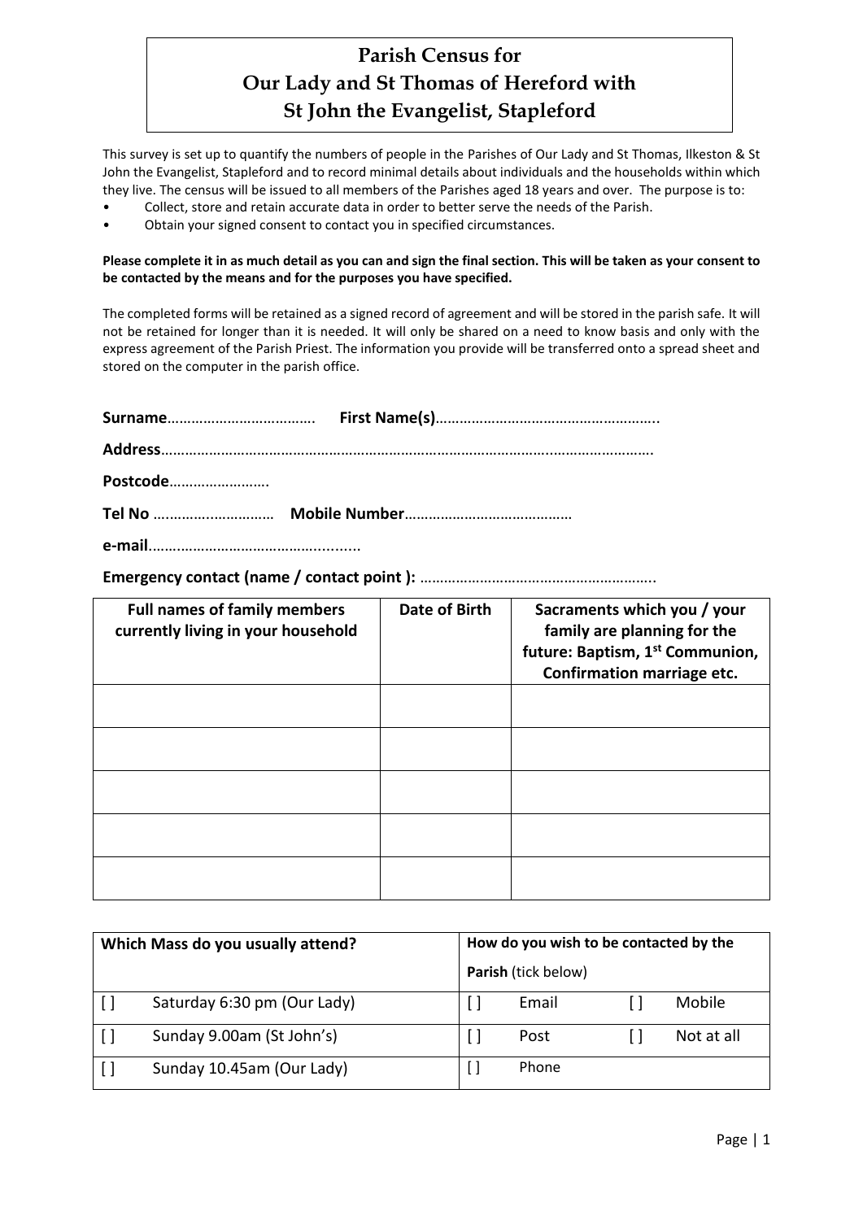# Parish Census for Our Lady and St Thomas of Hereford with St John the Evangelist, Stapleford

This survey is set up to quantify the numbers of people in the Parishes of Our Lady and St Thomas, Ilkeston & St John the Evangelist, Stapleford and to record minimal details about individuals and the households within which they live. The census will be issued to all members of the Parishes aged 18 years and over. The purpose is to:

- Collect, store and retain accurate data in order to better serve the needs of the Parish.
- Obtain your signed consent to contact you in specified circumstances.

**Please complete it in as much detail as you can and sign the final section. This will be taken as your consent to be contacted by the means and for the purposes you have specified.**

The completed forms will be retained as a signed record of agreement and will be stored in the parish safe. It will not be retained for longer than it is needed. It will only be shared on a need to know basis and only with the express agreement of the Parish Priest. The information you provide will be transferred onto a spread sheet and stored on the computer in the parish office.

**Surname**………………………………. **First Name(s)**………………………………………………..

**Address**…………………………………………………………………………………………………………….

**Postcode**…………………….

**Tel No** ……………………… **Mobile Number**……………………………………

**e-mail**……………………………………........

**Emergency contact (name / contact point ):** …………………………………………………..

| Full names of family members currently living in your household | Date of Birth | Sacraments which you / your family are planning for the future: Baptism, 1st Communion, Confirmation marriage etc. |
|---|---|---|
| | | |
| | | |
| | | |
| | | |
| | | |

| Which Mass do you usually attend? | | How do you wish to be contacted by the **Parish** (tick below) | | | |
|---|---|---|---|---|---|
| [ ] | Saturday 6:30 pm (Our Lady) | [ ] | Email | [ ] | Mobile |
| [ ] | Sunday 9.00am (St John's) | [ ] | Post | [ ] | Not at all |
| [ ] | Sunday 10.45am (Our Lady) | [ ] | Phone | | |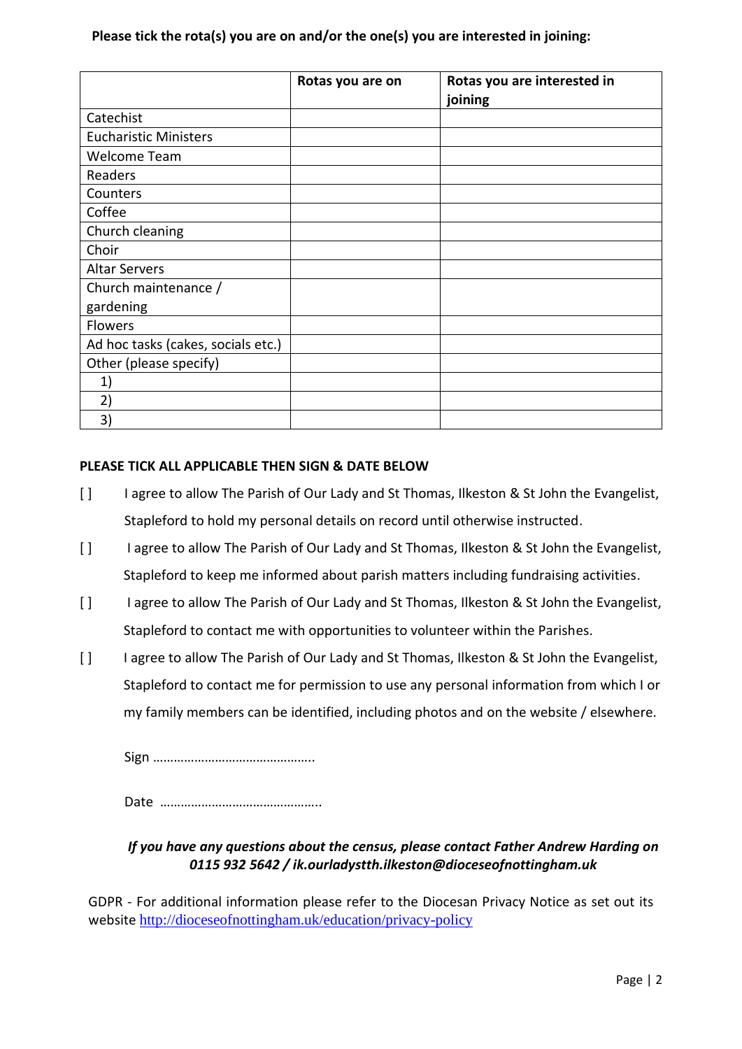**Please tick the rota(s) you are on and/or the one(s) you are interested in joining:**

| | **Rotas you are on** | **Rotas you are interested in joining** |
|---|---|---|
| Catechist | | |
| Eucharistic Ministers | | |
| Welcome Team | | |
| Readers | | |
| Counters | | |
| Coffee | | |
| Church cleaning | | |
| Choir | | |
| Altar Servers | | |
| Church maintenance / gardening | | |
| Flowers | | |
| Ad hoc tasks (cakes, socials etc.) | | |
| Other (please specify) | | |
| 1) | | |
| 2) | | |
| 3) | | |

**PLEASE TICK ALL APPLICABLE THEN SIGN & DATE BELOW**

[ ] I agree to allow The Parish of Our Lady and St Thomas, Ilkeston & St John the Evangelist, Stapleford to hold my personal details on record until otherwise instructed.

[ ] I agree to allow The Parish of Our Lady and St Thomas, Ilkeston & St John the Evangelist, Stapleford to keep me informed about parish matters including fundraising activities.

[ ] I agree to allow The Parish of Our Lady and St Thomas, Ilkeston & St John the Evangelist, Stapleford to contact me with opportunities to volunteer within the Parishes.

[ ] I agree to allow The Parish of Our Lady and St Thomas, Ilkeston & St John the Evangelist, Stapleford to contact me for permission to use any personal information from which I or my family members can be identified, including photos and on the website / elsewhere.

Sign ………………………………………..

Date ………………………………………..

***If you have any questions about the census, please contact Father Andrew Harding on 0115 932 5642 / ik.ourladystth.ilkeston@dioceseofnottingham.uk***

GDPR - For additional information please refer to the Diocesan Privacy Notice as set out its website http://dioceseofnottingham.uk/education/privacy-policy